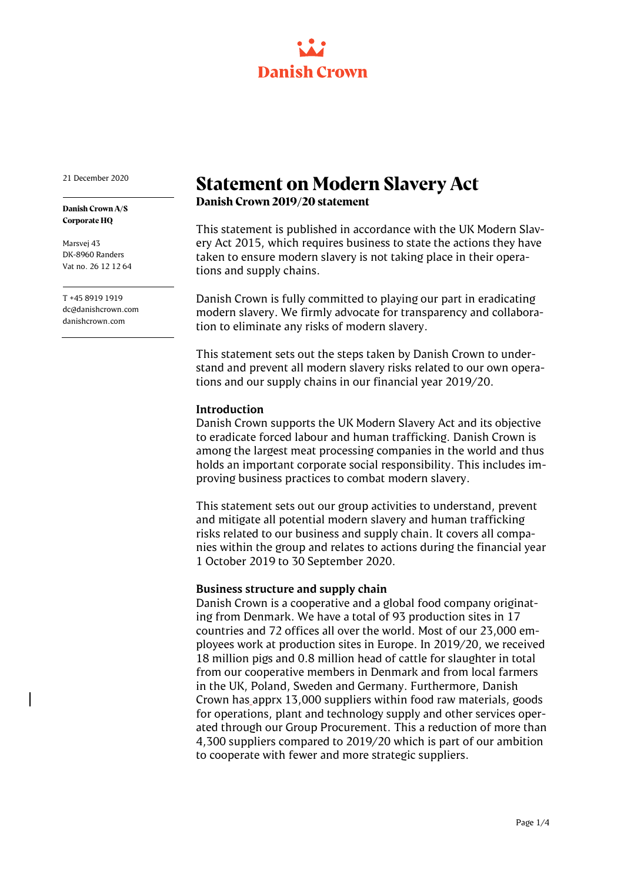Danish Crown

21 December 2020

**Danish Crown A/S**
**Corporate HQ**

Marsvej 43
DK-8960 Randers
Vat no. 26 12 12 64

T +45 8919 1919
dc@danishcrown.com
danishcrown.com

# Statement on Modern Slavery Act

**Danish Crown 2019/20 statement**

This statement is published in accordance with the UK Modern Slavery Act 2015, which requires business to state the actions they have taken to ensure modern slavery is not taking place in their operations and supply chains.

Danish Crown is fully committed to playing our part in eradicating modern slavery. We firmly advocate for transparency and collaboration to eliminate any risks of modern slavery.

This statement sets out the steps taken by Danish Crown to understand and prevent all modern slavery risks related to our own operations and our supply chains in our financial year 2019/20.

## Introduction

Danish Crown supports the UK Modern Slavery Act and its objective to eradicate forced labour and human trafficking. Danish Crown is among the largest meat processing companies in the world and thus holds an important corporate social responsibility. This includes improving business practices to combat modern slavery.

This statement sets out our group activities to understand, prevent and mitigate all potential modern slavery and human trafficking risks related to our business and supply chain. It covers all companies within the group and relates to actions during the financial year 1 October 2019 to 30 September 2020.

## Business structure and supply chain

Danish Crown is a cooperative and a global food company originating from Denmark. We have a total of 93 production sites in 17 countries and 72 offices all over the world. Most of our 23,000 employees work at production sites in Europe. In 2019/20, we received 18 million pigs and 0.8 million head of cattle for slaughter in total from our cooperative members in Denmark and from local farmers in the UK, Poland, Sweden and Germany. Furthermore, Danish Crown has apprx 13,000 suppliers within food raw materials, goods for operations, plant and technology supply and other services operated through our Group Procurement. This a reduction of more than 4,300 suppliers compared to 2019/20 which is part of our ambition to cooperate with fewer and more strategic suppliers.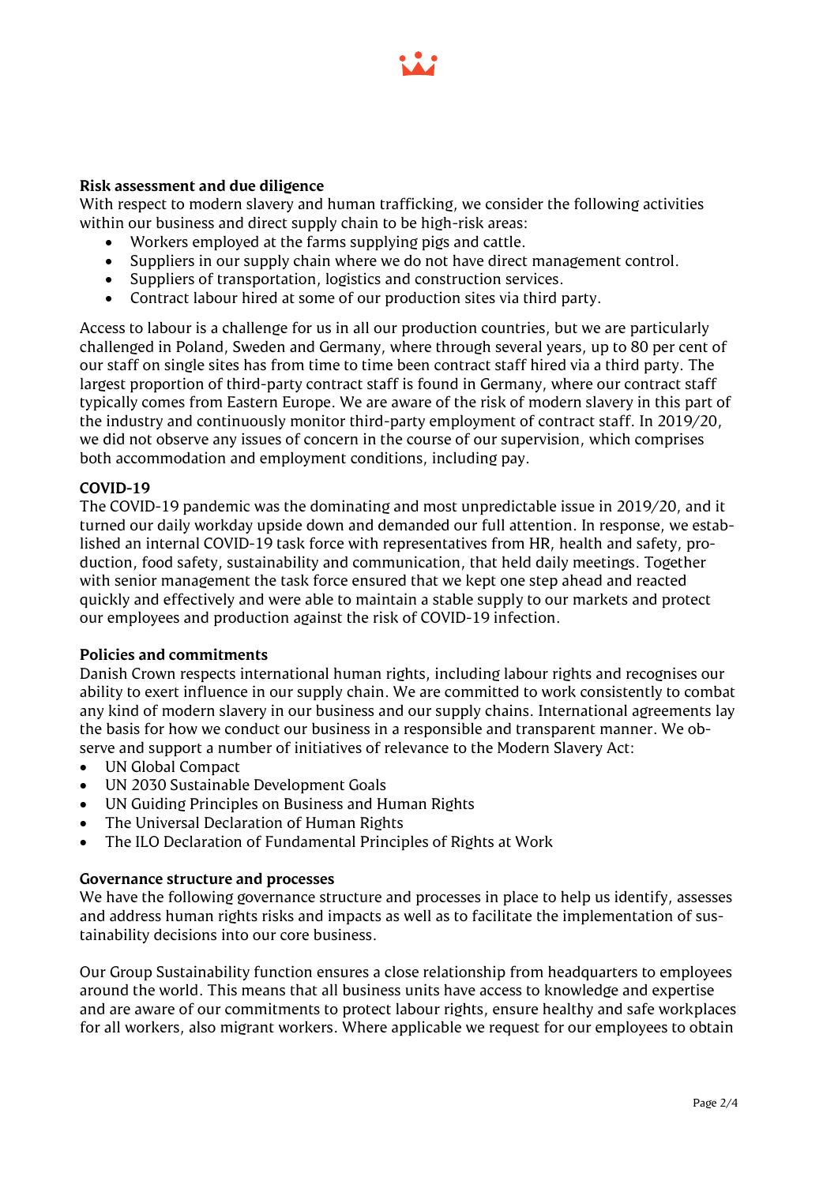**Risk assessment and due diligence**

With respect to modern slavery and human trafficking, we consider the following activities within our business and direct supply chain to be high-risk areas:

- Workers employed at the farms supplying pigs and cattle.
- Suppliers in our supply chain where we do not have direct management control.
- Suppliers of transportation, logistics and construction services.
- Contract labour hired at some of our production sites via third party.

Access to labour is a challenge for us in all our production countries, but we are particularly challenged in Poland, Sweden and Germany, where through several years, up to 80 per cent of our staff on single sites has from time to time been contract staff hired via a third party. The largest proportion of third-party contract staff is found in Germany, where our contract staff typically comes from Eastern Europe. We are aware of the risk of modern slavery in this part of the industry and continuously monitor third-party employment of contract staff. In 2019/20, we did not observe any issues of concern in the course of our supervision, which comprises both accommodation and employment conditions, including pay.

**COVID-19**

The COVID-19 pandemic was the dominating and most unpredictable issue in 2019/20, and it turned our daily workday upside down and demanded our full attention. In response, we established an internal COVID-19 task force with representatives from HR, health and safety, production, food safety, sustainability and communication, that held daily meetings. Together with senior management the task force ensured that we kept one step ahead and reacted quickly and effectively and were able to maintain a stable supply to our markets and protect our employees and production against the risk of COVID-19 infection.

**Policies and commitments**

Danish Crown respects international human rights, including labour rights and recognises our ability to exert influence in our supply chain. We are committed to work consistently to combat any kind of modern slavery in our business and our supply chains. International agreements lay the basis for how we conduct our business in a responsible and transparent manner. We observe and support a number of initiatives of relevance to the Modern Slavery Act:

- UN Global Compact
- UN 2030 Sustainable Development Goals
- UN Guiding Principles on Business and Human Rights
- The Universal Declaration of Human Rights
- The ILO Declaration of Fundamental Principles of Rights at Work

**Governance structure and processes**

We have the following governance structure and processes in place to help us identify, assesses and address human rights risks and impacts as well as to facilitate the implementation of sustainability decisions into our core business.

Our Group Sustainability function ensures a close relationship from headquarters to employees around the world. This means that all business units have access to knowledge and expertise and are aware of our commitments to protect labour rights, ensure healthy and safe workplaces for all workers, also migrant workers. Where applicable we request for our employees to obtain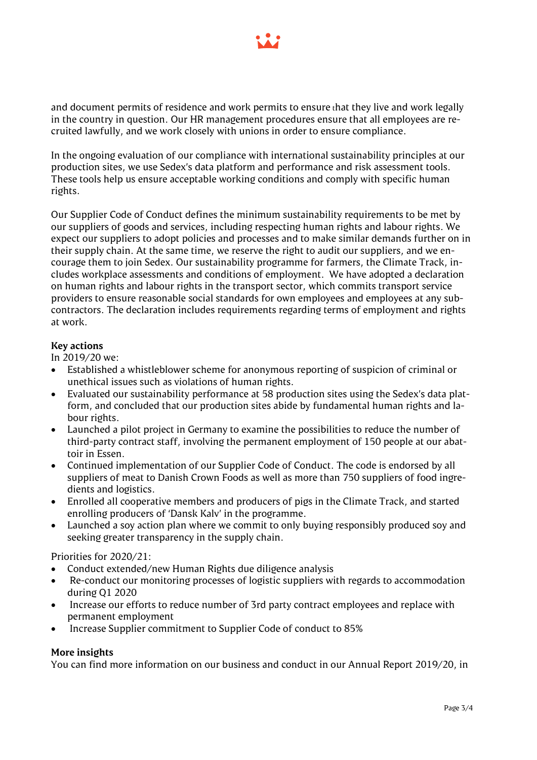and document permits of residence and work permits to ensure that they live and work legally in the country in question. Our HR management procedures ensure that all employees are recruited lawfully, and we work closely with unions in order to ensure compliance.

In the ongoing evaluation of our compliance with international sustainability principles at our production sites, we use Sedex's data platform and performance and risk assessment tools. These tools help us ensure acceptable working conditions and comply with specific human rights.

Our Supplier Code of Conduct defines the minimum sustainability requirements to be met by our suppliers of goods and services, including respecting human rights and labour rights. We expect our suppliers to adopt policies and processes and to make similar demands further on in their supply chain. At the same time, we reserve the right to audit our suppliers, and we encourage them to join Sedex. Our sustainability programme for farmers, the Climate Track, includes workplace assessments and conditions of employment. We have adopted a declaration on human rights and labour rights in the transport sector, which commits transport service providers to ensure reasonable social standards for own employees and employees at any subcontractors. The declaration includes requirements regarding terms of employment and rights at work.

**Key actions**

In 2019/20 we:

- Established a whistleblower scheme for anonymous reporting of suspicion of criminal or unethical issues such as violations of human rights.
- Evaluated our sustainability performance at 58 production sites using the Sedex's data platform, and concluded that our production sites abide by fundamental human rights and labour rights.
- Launched a pilot project in Germany to examine the possibilities to reduce the number of third-party contract staff, involving the permanent employment of 150 people at our abattoir in Essen.
- Continued implementation of our Supplier Code of Conduct. The code is endorsed by all suppliers of meat to Danish Crown Foods as well as more than 750 suppliers of food ingredients and logistics.
- Enrolled all cooperative members and producers of pigs in the Climate Track, and started enrolling producers of 'Dansk Kalv' in the programme.
- Launched a soy action plan where we commit to only buying responsibly produced soy and seeking greater transparency in the supply chain.

Priorities for 2020/21:

- Conduct extended/new Human Rights due diligence analysis
- Re-conduct our monitoring processes of logistic suppliers with regards to accommodation during Q1 2020
- Increase our efforts to reduce number of 3rd party contract employees and replace with permanent employment
- Increase Supplier commitment to Supplier Code of conduct to 85%

**More insights**

You can find more information on our business and conduct in our Annual Report 2019/20, in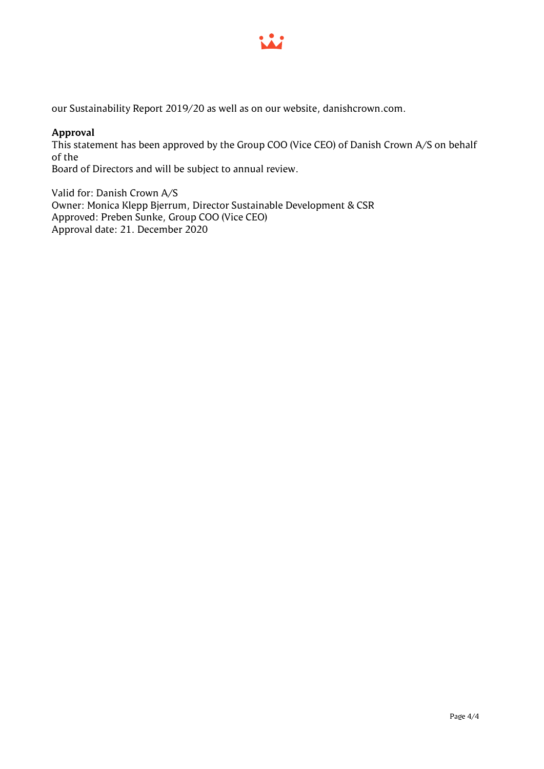our Sustainability Report 2019/20 as well as on our website, danishcrown.com.

**Approval**
This statement has been approved by the Group COO (Vice CEO) of Danish Crown A/S on behalf of the
Board of Directors and will be subject to annual review.

Valid for: Danish Crown A/S
Owner: Monica Klepp Bjerrum, Director Sustainable Development & CSR
Approved: Preben Sunke, Group COO (Vice CEO)
Approval date: 21. December 2020